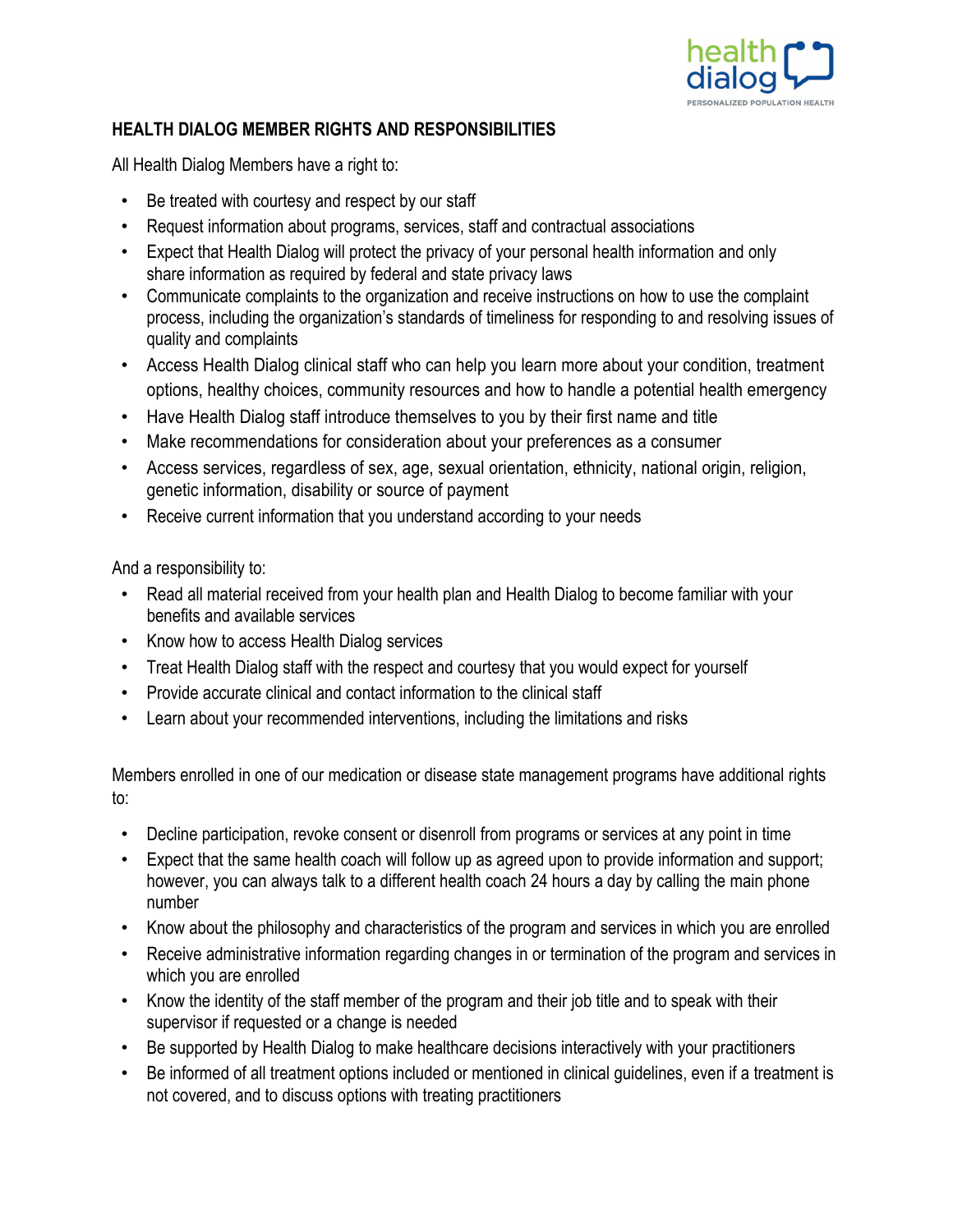## HEALTH DIALOG MEMBER RIGHTS AND RESPONSIBILITIES

All Health Dialog Members have a right to:

- Be treated with courtesy and respect by our staff
- Request information about programs, services, staff and contractual associations
- Expect that Health Dialog will protect the privacy of your personal health information and only share information as required by federal and state privacy laws
- Communicate complaints to the organization and receive instructions on how to use the complaint process, including the organization's standards of timeliness for responding to and resolving issues of quality and complaints
- Access Health Dialog clinical staff who can help you learn more about your condition, treatment options, healthy choices, community resources and how to handle a potential health emergency
- Have Health Dialog staff introduce themselves to you by their first name and title
- Make recommendations for consideration about your preferences as a consumer
- Access services, regardless of sex, age, sexual orientation, ethnicity, national origin, religion, genetic information, disability or source of payment
- Receive current information that you understand according to your needs

And a responsibility to:

- Read all material received from your health plan and Health Dialog to become familiar with your benefits and available services
- Know how to access Health Dialog services
- Treat Health Dialog staff with the respect and courtesy that you would expect for yourself
- Provide accurate clinical and contact information to the clinical staff
- Learn about your recommended interventions, including the limitations and risks

Members enrolled in one of our medication or disease state management programs have additional rights to:

- Decline participation, revoke consent or disenroll from programs or services at any point in time
- Expect that the same health coach will follow up as agreed upon to provide information and support; however, you can always talk to a different health coach 24 hours a day by calling the main phone number
- Know about the philosophy and characteristics of the program and services in which you are enrolled
- Receive administrative information regarding changes in or termination of the program and services in which you are enrolled
- Know the identity of the staff member of the program and their job title and to speak with their supervisor if requested or a change is needed
- Be supported by Health Dialog to make healthcare decisions interactively with your practitioners
- Be informed of all treatment options included or mentioned in clinical guidelines, even if a treatment is not covered, and to discuss options with treating practitioners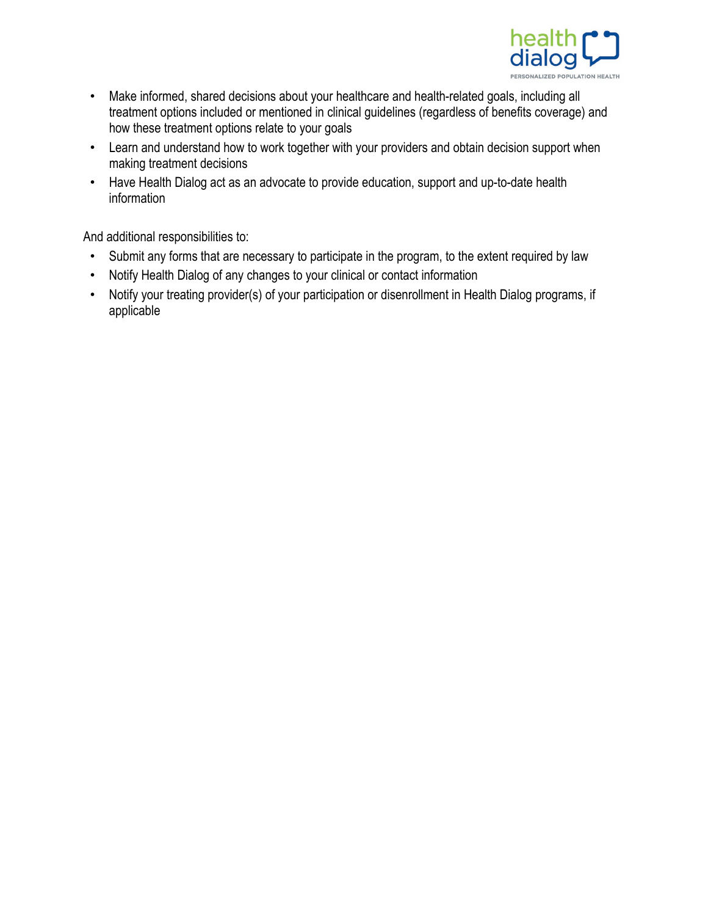- Make informed, shared decisions about your healthcare and health-related goals, including all treatment options included or mentioned in clinical guidelines (regardless of benefits coverage) and how these treatment options relate to your goals
- Learn and understand how to work together with your providers and obtain decision support when making treatment decisions
- Have Health Dialog act as an advocate to provide education, support and up-to-date health information

And additional responsibilities to:

- Submit any forms that are necessary to participate in the program, to the extent required by law
- Notify Health Dialog of any changes to your clinical or contact information
- Notify your treating provider(s) of your participation or disenrollment in Health Dialog programs, if applicable